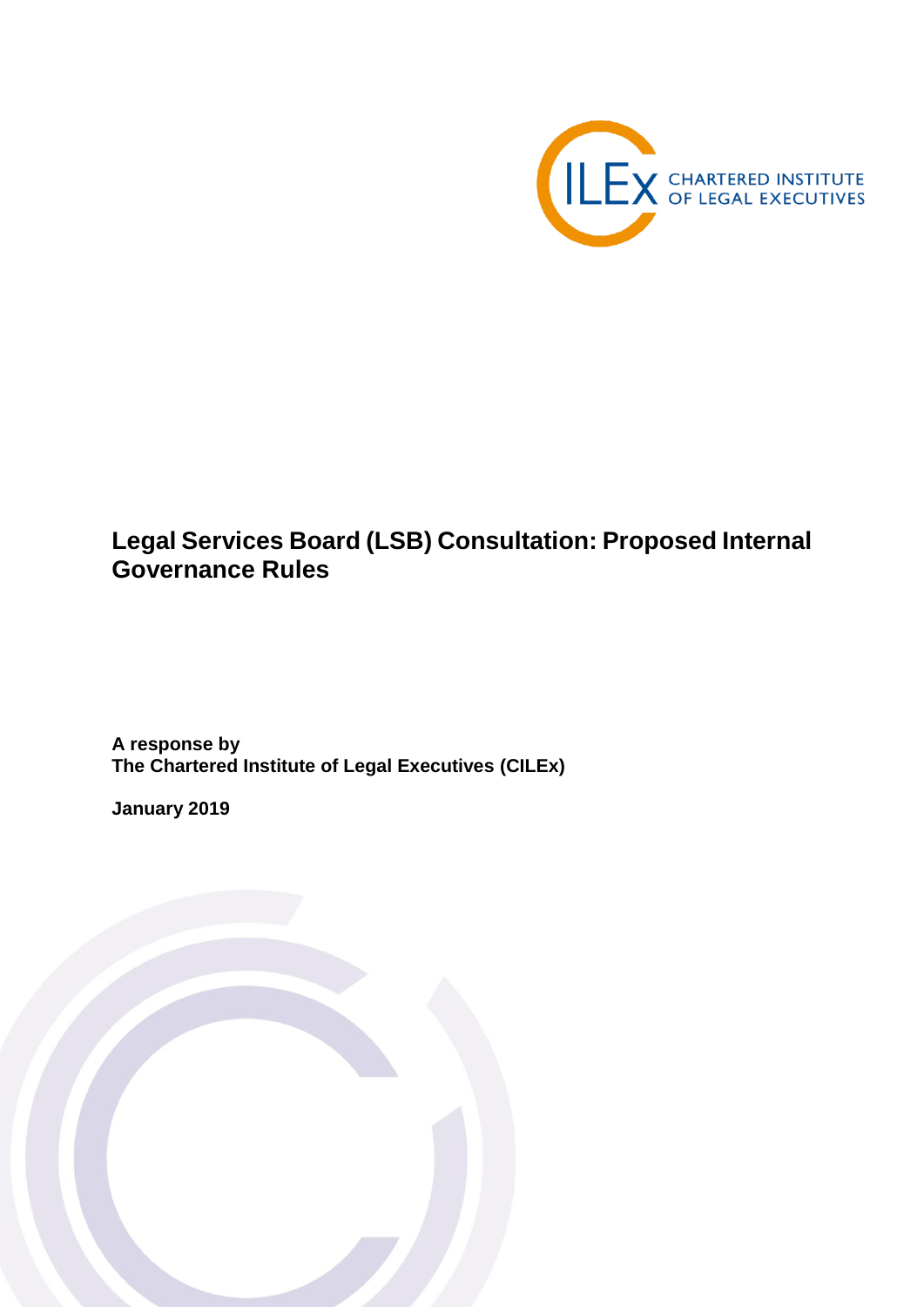CILEx CHARTERED INSTITUTE OF LEGAL EXECUTIVES

# Legal Services Board (LSB) Consultation: Proposed Internal Governance Rules

**A response by**
**The Chartered Institute of Legal Executives (CILEx)**

**January 2019**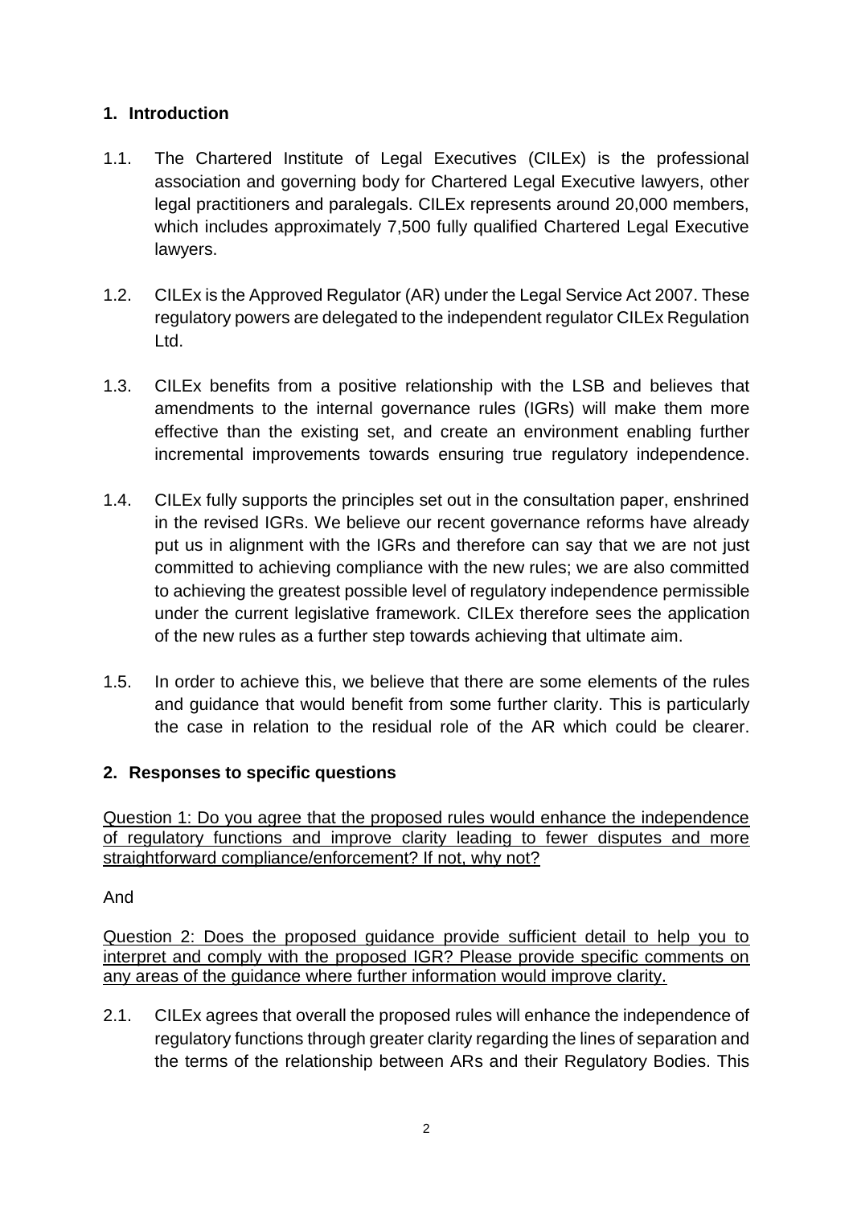## 1. Introduction

1.1. The Chartered Institute of Legal Executives (CILEx) is the professional association and governing body for Chartered Legal Executive lawyers, other legal practitioners and paralegals. CILEx represents around 20,000 members, which includes approximately 7,500 fully qualified Chartered Legal Executive lawyers.

1.2. CILEx is the Approved Regulator (AR) under the Legal Service Act 2007. These regulatory powers are delegated to the independent regulator CILEx Regulation Ltd.

1.3. CILEx benefits from a positive relationship with the LSB and believes that amendments to the internal governance rules (IGRs) will make them more effective than the existing set, and create an environment enabling further incremental improvements towards ensuring true regulatory independence.

1.4. CILEx fully supports the principles set out in the consultation paper, enshrined in the revised IGRs. We believe our recent governance reforms have already put us in alignment with the IGRs and therefore can say that we are not just committed to achieving compliance with the new rules; we are also committed to achieving the greatest possible level of regulatory independence permissible under the current legislative framework. CILEx therefore sees the application of the new rules as a further step towards achieving that ultimate aim.

1.5. In order to achieve this, we believe that there are some elements of the rules and guidance that would benefit from some further clarity. This is particularly the case in relation to the residual role of the AR which could be clearer.

## 2. Responses to specific questions

<u>Question 1: Do you agree that the proposed rules would enhance the independence of regulatory functions and improve clarity leading to fewer disputes and more straightforward compliance/enforcement? If not, why not?</u>

And

<u>Question 2: Does the proposed guidance provide sufficient detail to help you to interpret and comply with the proposed IGR? Please provide specific comments on any areas of the guidance where further information would improve clarity.</u>

2.1. CILEx agrees that overall the proposed rules will enhance the independence of regulatory functions through greater clarity regarding the lines of separation and the terms of the relationship between ARs and their Regulatory Bodies. This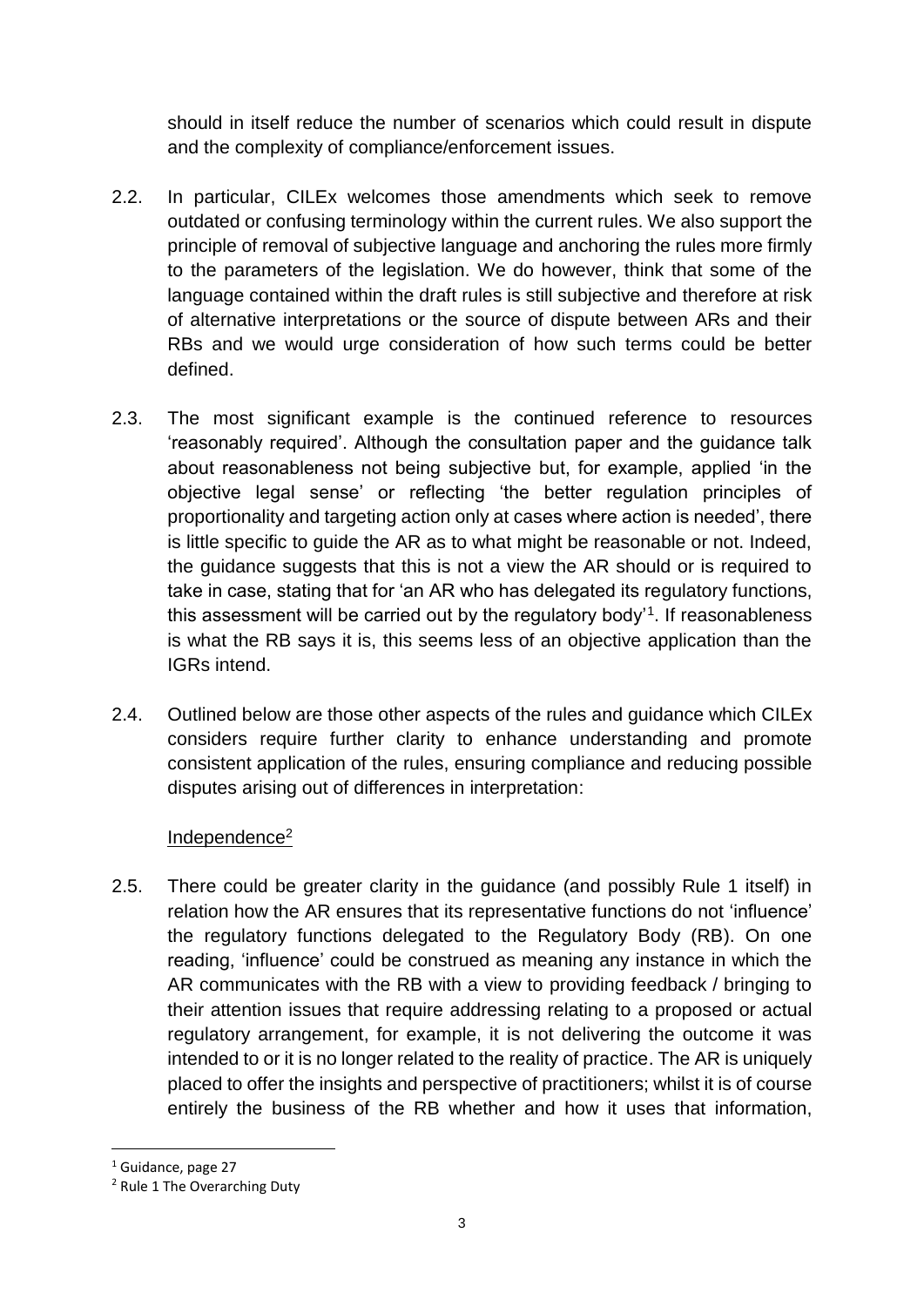should in itself reduce the number of scenarios which could result in dispute and the complexity of compliance/enforcement issues.

2.2. In particular, CILEx welcomes those amendments which seek to remove outdated or confusing terminology within the current rules. We also support the principle of removal of subjective language and anchoring the rules more firmly to the parameters of the legislation. We do however, think that some of the language contained within the draft rules is still subjective and therefore at risk of alternative interpretations or the source of dispute between ARs and their RBs and we would urge consideration of how such terms could be better defined.

2.3. The most significant example is the continued reference to resources 'reasonably required'. Although the consultation paper and the guidance talk about reasonableness not being subjective but, for example, applied 'in the objective legal sense' or reflecting 'the better regulation principles of proportionality and targeting action only at cases where action is needed', there is little specific to guide the AR as to what might be reasonable or not. Indeed, the guidance suggests that this is not a view the AR should or is required to take in case, stating that for 'an AR who has delegated its regulatory functions, this assessment will be carried out by the regulatory body'[1]. If reasonableness is what the RB says it is, this seems less of an objective application than the IGRs intend.

2.4. Outlined below are those other aspects of the rules and guidance which CILEx considers require further clarity to enhance understanding and promote consistent application of the rules, ensuring compliance and reducing possible disputes arising out of differences in interpretation:

<u>Independence</u>[2]

2.5. There could be greater clarity in the guidance (and possibly Rule 1 itself) in relation how the AR ensures that its representative functions do not 'influence' the regulatory functions delegated to the Regulatory Body (RB). On one reading, 'influence' could be construed as meaning any instance in which the AR communicates with the RB with a view to providing feedback / bringing to their attention issues that require addressing relating to a proposed or actual regulatory arrangement, for example, it is not delivering the outcome it was intended to or it is no longer related to the reality of practice. The AR is uniquely placed to offer the insights and perspective of practitioners; whilst it is of course entirely the business of the RB whether and how it uses that information,

[1] Guidance, page 27

[2] Rule 1 The Overarching Duty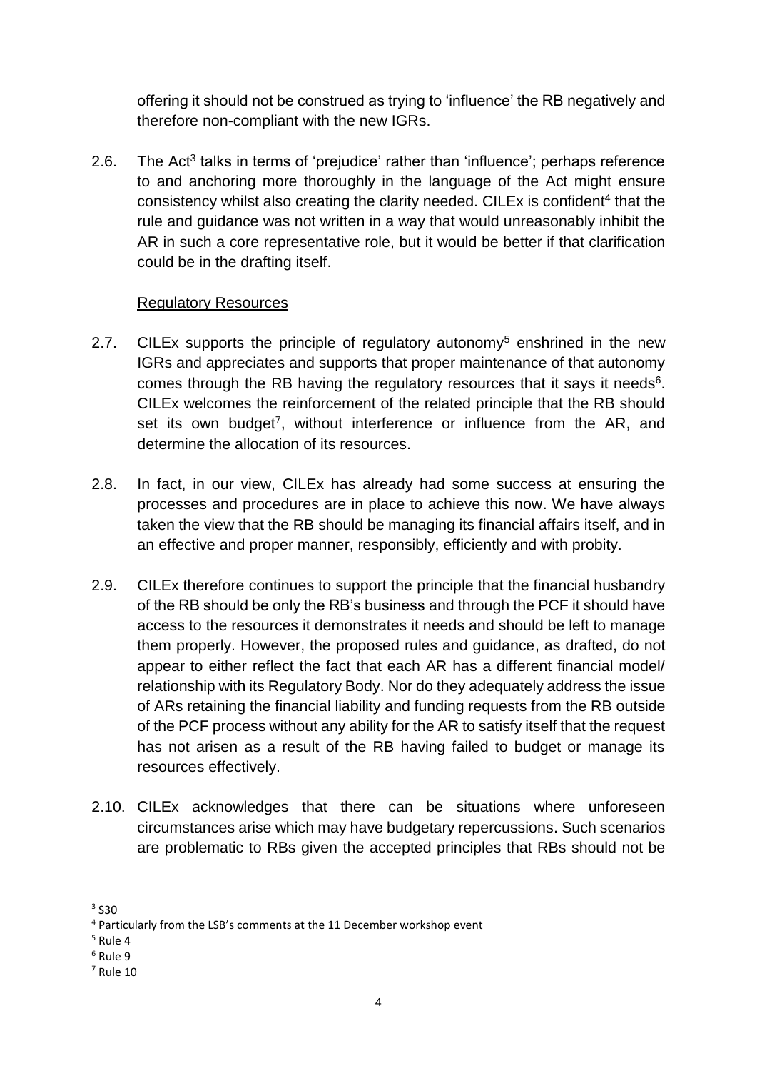offering it should not be construed as trying to 'influence' the RB negatively and therefore non-compliant with the new IGRs.

2.6. The Act[3] talks in terms of 'prejudice' rather than 'influence'; perhaps reference to and anchoring more thoroughly in the language of the Act might ensure consistency whilst also creating the clarity needed. CILEx is confident[4] that the rule and guidance was not written in a way that would unreasonably inhibit the AR in such a core representative role, but it would be better if that clarification could be in the drafting itself.

Regulatory Resources

2.7. CILEx supports the principle of regulatory autonomy[5] enshrined in the new IGRs and appreciates and supports that proper maintenance of that autonomy comes through the RB having the regulatory resources that it says it needs[6]. CILEx welcomes the reinforcement of the related principle that the RB should set its own budget[7], without interference or influence from the AR, and determine the allocation of its resources.

2.8. In fact, in our view, CILEx has already had some success at ensuring the processes and procedures are in place to achieve this now. We have always taken the view that the RB should be managing its financial affairs itself, and in an effective and proper manner, responsibly, efficiently and with probity.

2.9. CILEx therefore continues to support the principle that the financial husbandry of the RB should be only the RB's business and through the PCF it should have access to the resources it demonstrates it needs and should be left to manage them properly. However, the proposed rules and guidance, as drafted, do not appear to either reflect the fact that each AR has a different financial model/ relationship with its Regulatory Body. Nor do they adequately address the issue of ARs retaining the financial liability and funding requests from the RB outside of the PCF process without any ability for the AR to satisfy itself that the request has not arisen as a result of the RB having failed to budget or manage its resources effectively.

2.10. CILEx acknowledges that there can be situations where unforeseen circumstances arise which may have budgetary repercussions. Such scenarios are problematic to RBs given the accepted principles that RBs should not be

[3] S30

[4] Particularly from the LSB's comments at the 11 December workshop event

[5] Rule 4

[6] Rule 9

[7] Rule 10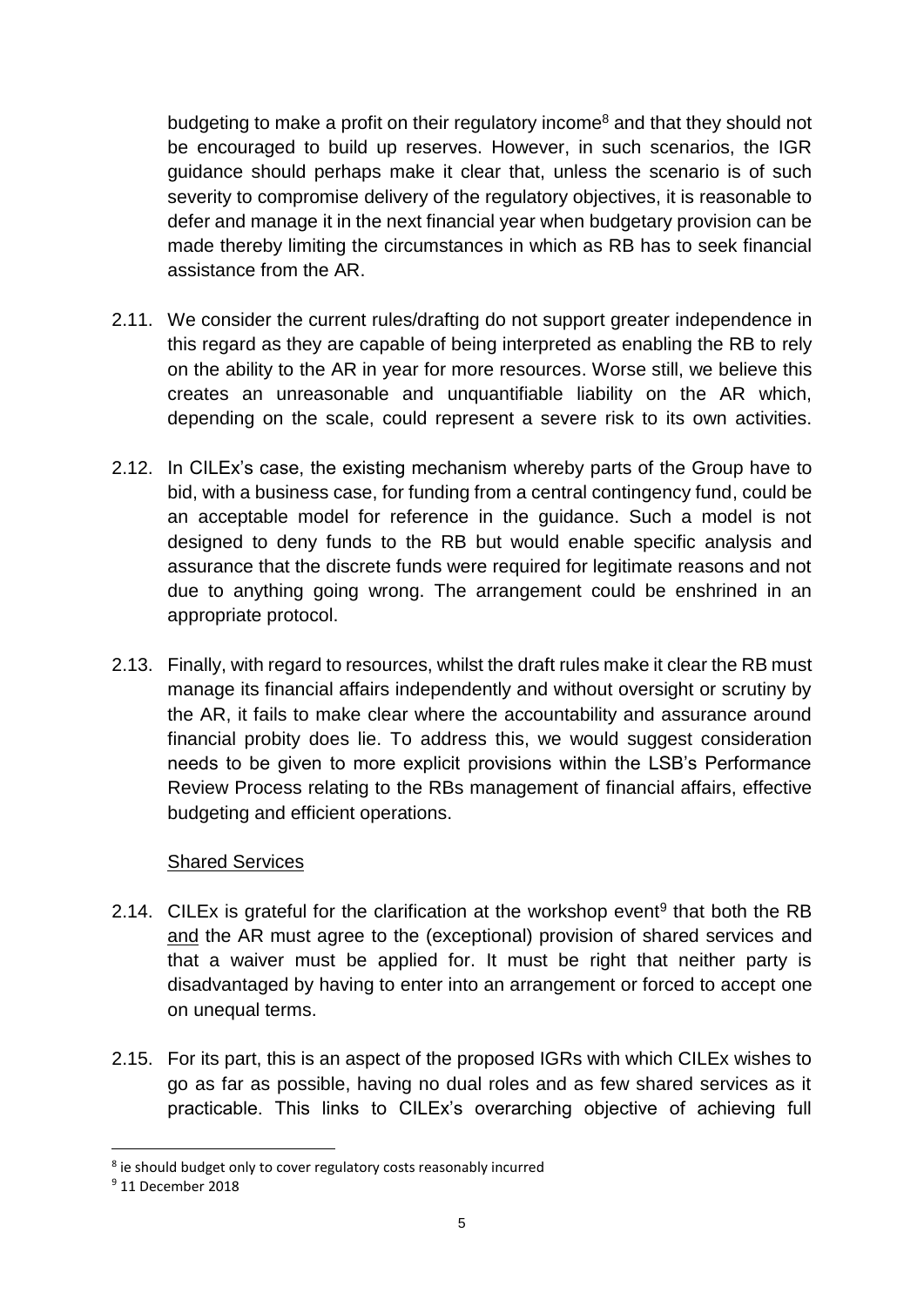budgeting to make a profit on their regulatory income[8] and that they should not be encouraged to build up reserves. However, in such scenarios, the IGR guidance should perhaps make it clear that, unless the scenario is of such severity to compromise delivery of the regulatory objectives, it is reasonable to defer and manage it in the next financial year when budgetary provision can be made thereby limiting the circumstances in which as RB has to seek financial assistance from the AR.

2.11. We consider the current rules/drafting do not support greater independence in this regard as they are capable of being interpreted as enabling the RB to rely on the ability to the AR in year for more resources. Worse still, we believe this creates an unreasonable and unquantifiable liability on the AR which, depending on the scale, could represent a severe risk to its own activities.

2.12. In CILEx's case, the existing mechanism whereby parts of the Group have to bid, with a business case, for funding from a central contingency fund, could be an acceptable model for reference in the guidance. Such a model is not designed to deny funds to the RB but would enable specific analysis and assurance that the discrete funds were required for legitimate reasons and not due to anything going wrong. The arrangement could be enshrined in an appropriate protocol.

2.13. Finally, with regard to resources, whilst the draft rules make it clear the RB must manage its financial affairs independently and without oversight or scrutiny by the AR, it fails to make clear where the accountability and assurance around financial probity does lie. To address this, we would suggest consideration needs to be given to more explicit provisions within the LSB's Performance Review Process relating to the RBs management of financial affairs, effective budgeting and efficient operations.

Shared Services

2.14. CILEx is grateful for the clarification at the workshop event[9] that both the RB and the AR must agree to the (exceptional) provision of shared services and that a waiver must be applied for. It must be right that neither party is disadvantaged by having to enter into an arrangement or forced to accept one on unequal terms.

2.15. For its part, this is an aspect of the proposed IGRs with which CILEx wishes to go as far as possible, having no dual roles and as few shared services as it practicable. This links to CILEx's overarching objective of achieving full

---

[8] ie should budget only to cover regulatory costs reasonably incurred

[9] 11 December 2018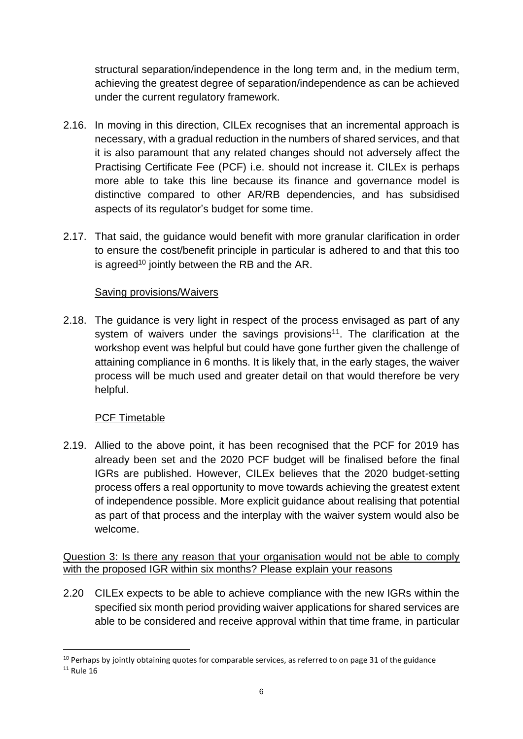structural separation/independence in the long term and, in the medium term, achieving the greatest degree of separation/independence as can be achieved under the current regulatory framework.

2.16. In moving in this direction, CILEx recognises that an incremental approach is necessary, with a gradual reduction in the numbers of shared services, and that it is also paramount that any related changes should not adversely affect the Practising Certificate Fee (PCF) i.e. should not increase it. CILEx is perhaps more able to take this line because its finance and governance model is distinctive compared to other AR/RB dependencies, and has subsidised aspects of its regulator's budget for some time.

2.17. That said, the guidance would benefit with more granular clarification in order to ensure the cost/benefit principle in particular is adhered to and that this too is agreed[10] jointly between the RB and the AR.

<u>Saving provisions/Waivers</u>

2.18. The guidance is very light in respect of the process envisaged as part of any system of waivers under the savings provisions[11]. The clarification at the workshop event was helpful but could have gone further given the challenge of attaining compliance in 6 months. It is likely that, in the early stages, the waiver process will be much used and greater detail on that would therefore be very helpful.

<u>PCF Timetable</u>

2.19. Allied to the above point, it has been recognised that the PCF for 2019 has already been set and the 2020 PCF budget will be finalised before the final IGRs are published. However, CILEx believes that the 2020 budget-setting process offers a real opportunity to move towards achieving the greatest extent of independence possible. More explicit guidance about realising that potential as part of that process and the interplay with the waiver system would also be welcome.

<u>Question 3: Is there any reason that your organisation would not be able to comply with the proposed IGR within six months? Please explain your reasons</u>

2.20 CILEx expects to be able to achieve compliance with the new IGRs within the specified six month period providing waiver applications for shared services are able to be considered and receive approval within that time frame, in particular

---

[10] Perhaps by jointly obtaining quotes for comparable services, as referred to on page 31 of the guidance

[11] Rule 16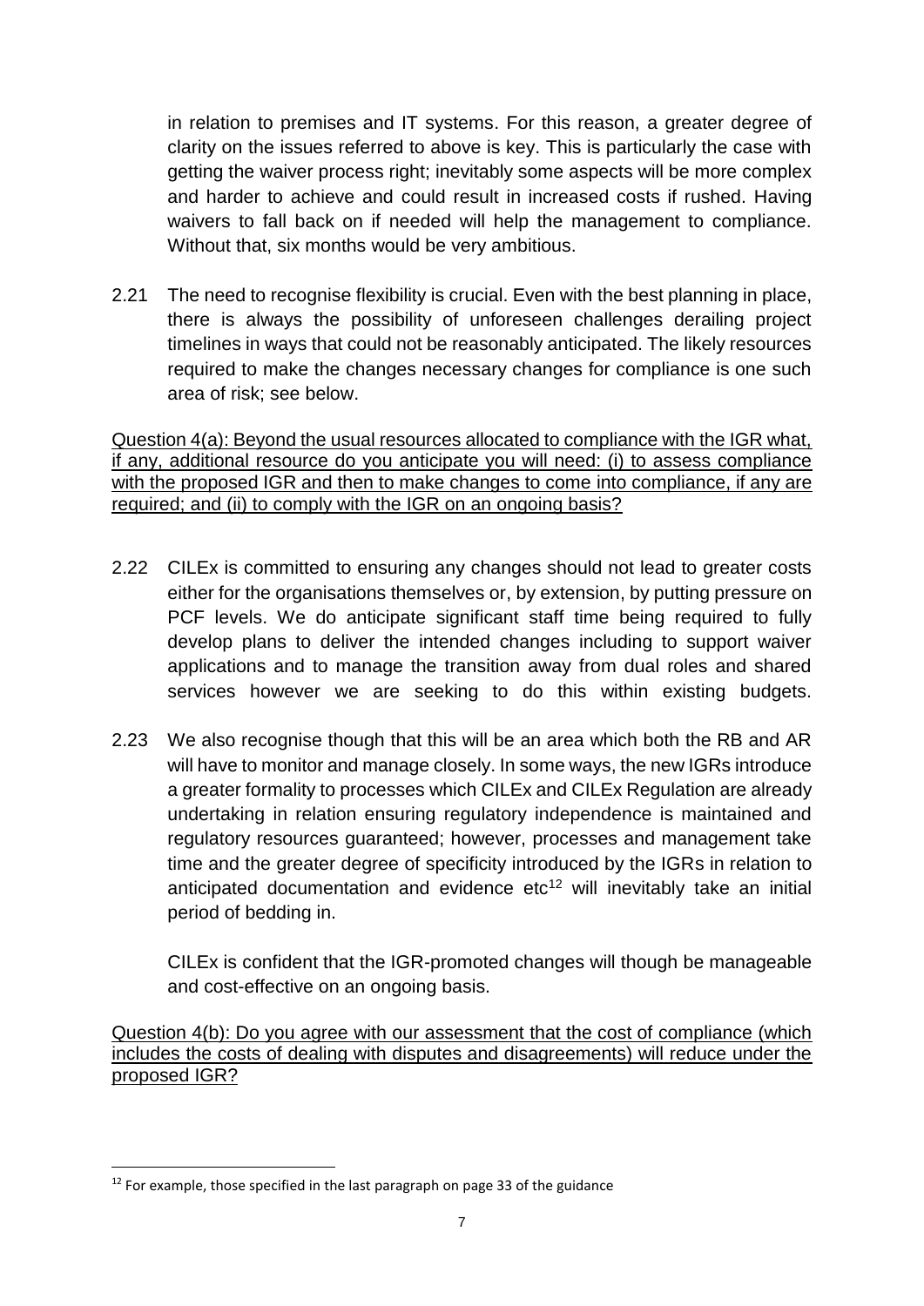in relation to premises and IT systems. For this reason, a greater degree of clarity on the issues referred to above is key. This is particularly the case with getting the waiver process right; inevitably some aspects will be more complex and harder to achieve and could result in increased costs if rushed. Having waivers to fall back on if needed will help the management to compliance. Without that, six months would be very ambitious.

2.21 The need to recognise flexibility is crucial. Even with the best planning in place, there is always the possibility of unforeseen challenges derailing project timelines in ways that could not be reasonably anticipated. The likely resources required to make the changes necessary changes for compliance is one such area of risk; see below.

<u>Question 4(a): Beyond the usual resources allocated to compliance with the IGR what, if any, additional resource do you anticipate you will need: (i) to assess compliance with the proposed IGR and then to make changes to come into compliance, if any are required; and (ii) to comply with the IGR on an ongoing basis?</u>

2.22 CILEx is committed to ensuring any changes should not lead to greater costs either for the organisations themselves or, by extension, by putting pressure on PCF levels. We do anticipate significant staff time being required to fully develop plans to deliver the intended changes including to support waiver applications and to manage the transition away from dual roles and shared services however we are seeking to do this within existing budgets.

2.23 We also recognise though that this will be an area which both the RB and AR will have to monitor and manage closely. In some ways, the new IGRs introduce a greater formality to processes which CILEx and CILEx Regulation are already undertaking in relation ensuring regulatory independence is maintained and regulatory resources guaranteed; however, processes and management take time and the greater degree of specificity introduced by the IGRs in relation to anticipated documentation and evidence etc[12] will inevitably take an initial period of bedding in.

CILEx is confident that the IGR-promoted changes will though be manageable and cost-effective on an ongoing basis.

<u>Question 4(b): Do you agree with our assessment that the cost of compliance (which includes the costs of dealing with disputes and disagreements) will reduce under the proposed IGR?</u>

[12] For example, those specified in the last paragraph on page 33 of the guidance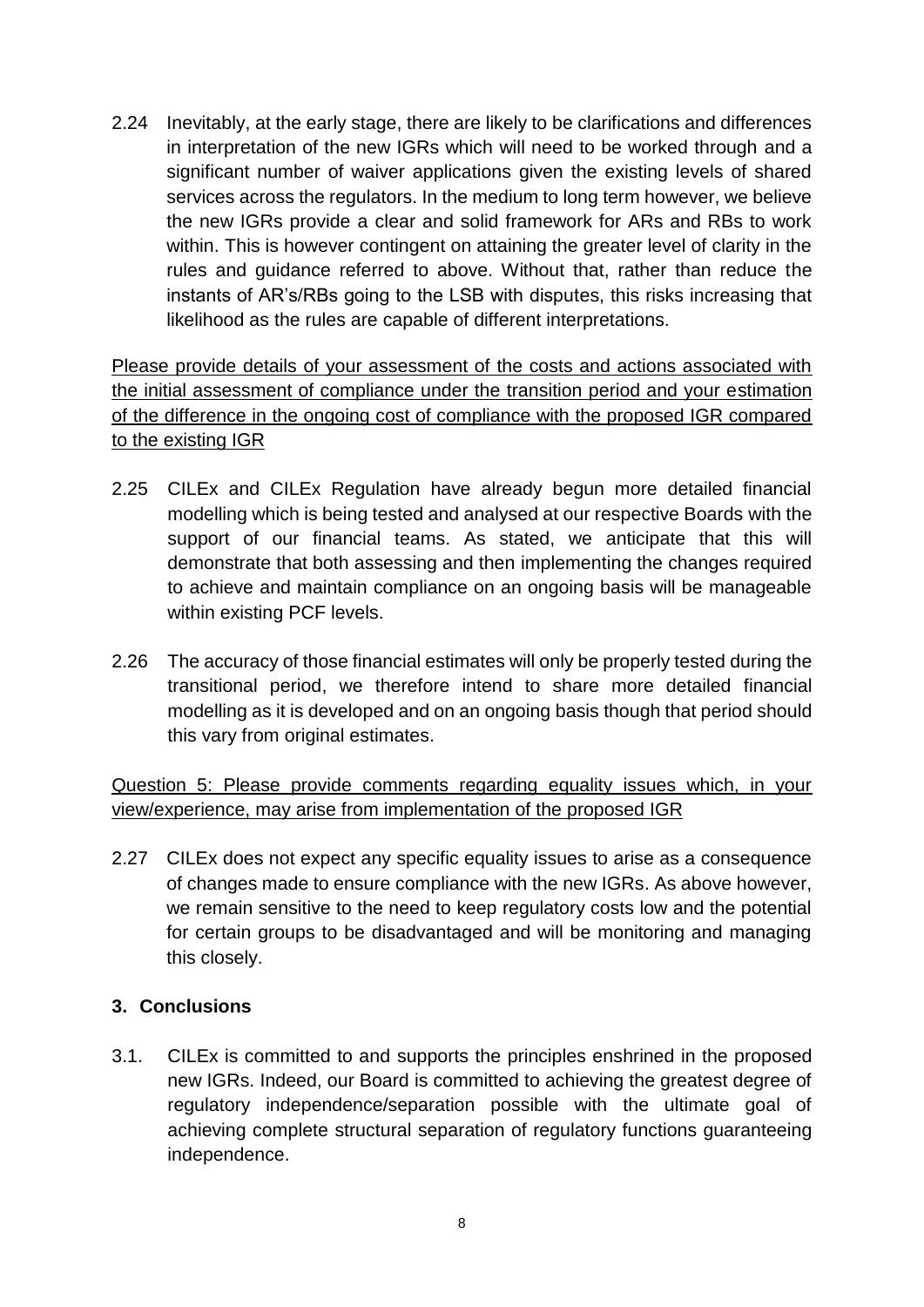2.24 Inevitably, at the early stage, there are likely to be clarifications and differences in interpretation of the new IGRs which will need to be worked through and a significant number of waiver applications given the existing levels of shared services across the regulators. In the medium to long term however, we believe the new IGRs provide a clear and solid framework for ARs and RBs to work within. This is however contingent on attaining the greater level of clarity in the rules and guidance referred to above. Without that, rather than reduce the instants of AR's/RBs going to the LSB with disputes, this risks increasing that likelihood as the rules are capable of different interpretations.

<u>Please provide details of your assessment of the costs and actions associated with the initial assessment of compliance under the transition period and your estimation of the difference in the ongoing cost of compliance with the proposed IGR compared to the existing IGR</u>

2.25 CILEx and CILEx Regulation have already begun more detailed financial modelling which is being tested and analysed at our respective Boards with the support of our financial teams. As stated, we anticipate that this will demonstrate that both assessing and then implementing the changes required to achieve and maintain compliance on an ongoing basis will be manageable within existing PCF levels.

2.26 The accuracy of those financial estimates will only be properly tested during the transitional period, we therefore intend to share more detailed financial modelling as it is developed and on an ongoing basis though that period should this vary from original estimates.

<u>Question 5: Please provide comments regarding equality issues which, in your view/experience, may arise from implementation of the proposed IGR</u>

2.27 CILEx does not expect any specific equality issues to arise as a consequence of changes made to ensure compliance with the new IGRs. As above however, we remain sensitive to the need to keep regulatory costs low and the potential for certain groups to be disadvantaged and will be monitoring and managing this closely.

## 3. Conclusions

3.1. CILEx is committed to and supports the principles enshrined in the proposed new IGRs. Indeed, our Board is committed to achieving the greatest degree of regulatory independence/separation possible with the ultimate goal of achieving complete structural separation of regulatory functions guaranteeing independence.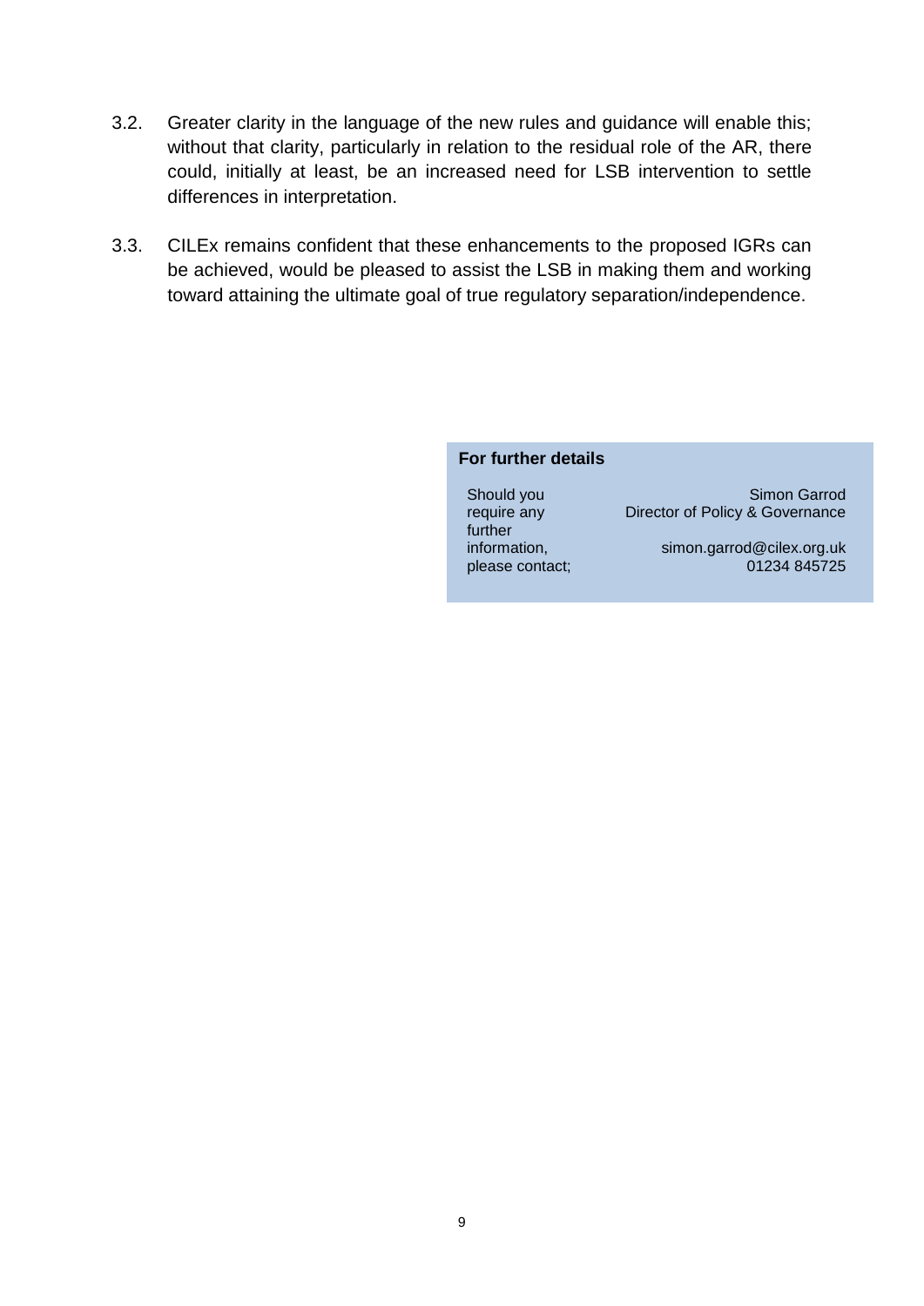3.2. Greater clarity in the language of the new rules and guidance will enable this; without that clarity, particularly in relation to the residual role of the AR, there could, initially at least, be an increased need for LSB intervention to settle differences in interpretation.

3.3. CILEx remains confident that these enhancements to the proposed IGRs can be achieved, would be pleased to assist the LSB in making them and working toward attaining the ultimate goal of true regulatory separation/independence.

**For further details**

| | |
|---|---|
| Should you require any further information, please contact; | Simon Garrod<br>Director of Policy & Governance<br><br>simon.garrod@cilex.org.uk<br>01234 845725 |